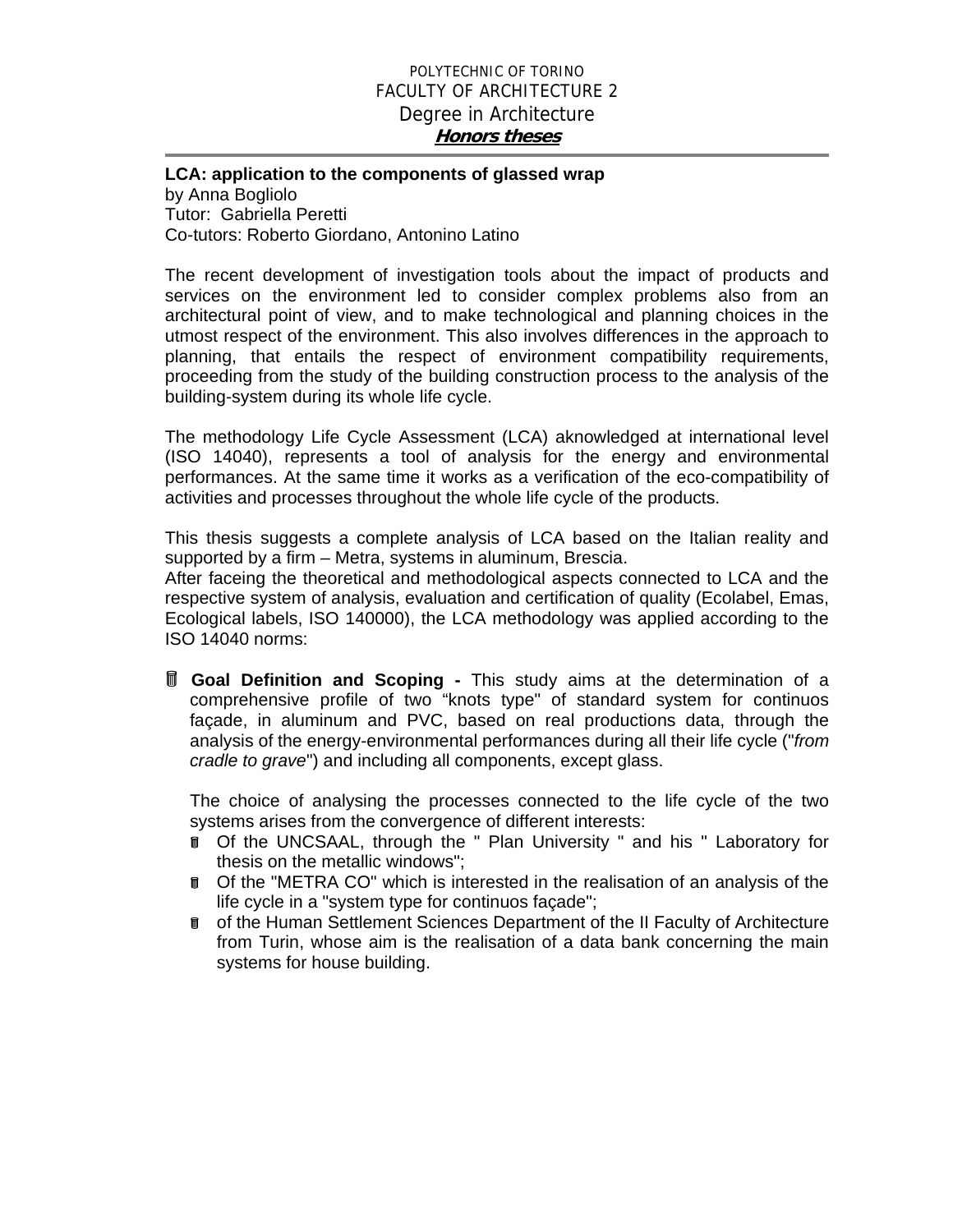POLYTECHNIC OF TORINO
FACULTY OF ARCHITECTURE 2
Degree in Architecture
***Honors theses***

---

**LCA: application to the components of glassed wrap**
by Anna Bogliolo
Tutor: Gabriella Peretti
Co-tutors: Roberto Giordano, Antonino Latino

The recent development of investigation tools about the impact of products and services on the environment led to consider complex problems also from an architectural point of view, and to make technological and planning choices in the utmost respect of the environment. This also involves differences in the approach to planning, that entails the respect of environment compatibility requirements, proceeding from the study of the building construction process to the analysis of the building-system during its whole life cycle.

The methodology Life Cycle Assessment (LCA) aknowledged at international level (ISO 14040), represents a tool of analysis for the energy and environmental performances. At the same time it works as a verification of the eco-compatibility of activities and processes throughout the whole life cycle of the products.

This thesis suggests a complete analysis of LCA based on the Italian reality and supported by a firm – Metra, systems in aluminum, Brescia.
After faceing the theoretical and methodological aspects connected to LCA and the respective system of analysis, evaluation and certification of quality (Ecolabel, Emas, Ecological labels, ISO 140000), the LCA methodology was applied according to the ISO 14040 norms:

- **Goal Definition and Scoping -** This study aims at the determination of a comprehensive profile of two "knots type" of standard system for continuos façade, in aluminum and PVC, based on real productions data, through the analysis of the energy-environmental performances during all their life cycle ("*from cradle to grave*") and including all components, except glass.

  The choice of analysing the processes connected to the life cycle of the two systems arises from the convergence of different interests:
  - Of the UNCSAAL, through the " Plan University " and his " Laboratory for thesis on the metallic windows";
  - Of the "METRA CO" which is interested in the realisation of an analysis of the life cycle in a "system type for continuos façade";
  - of the Human Settlement Sciences Department of the II Faculty of Architecture from Turin, whose aim is the realisation of a data bank concerning the main systems for house building.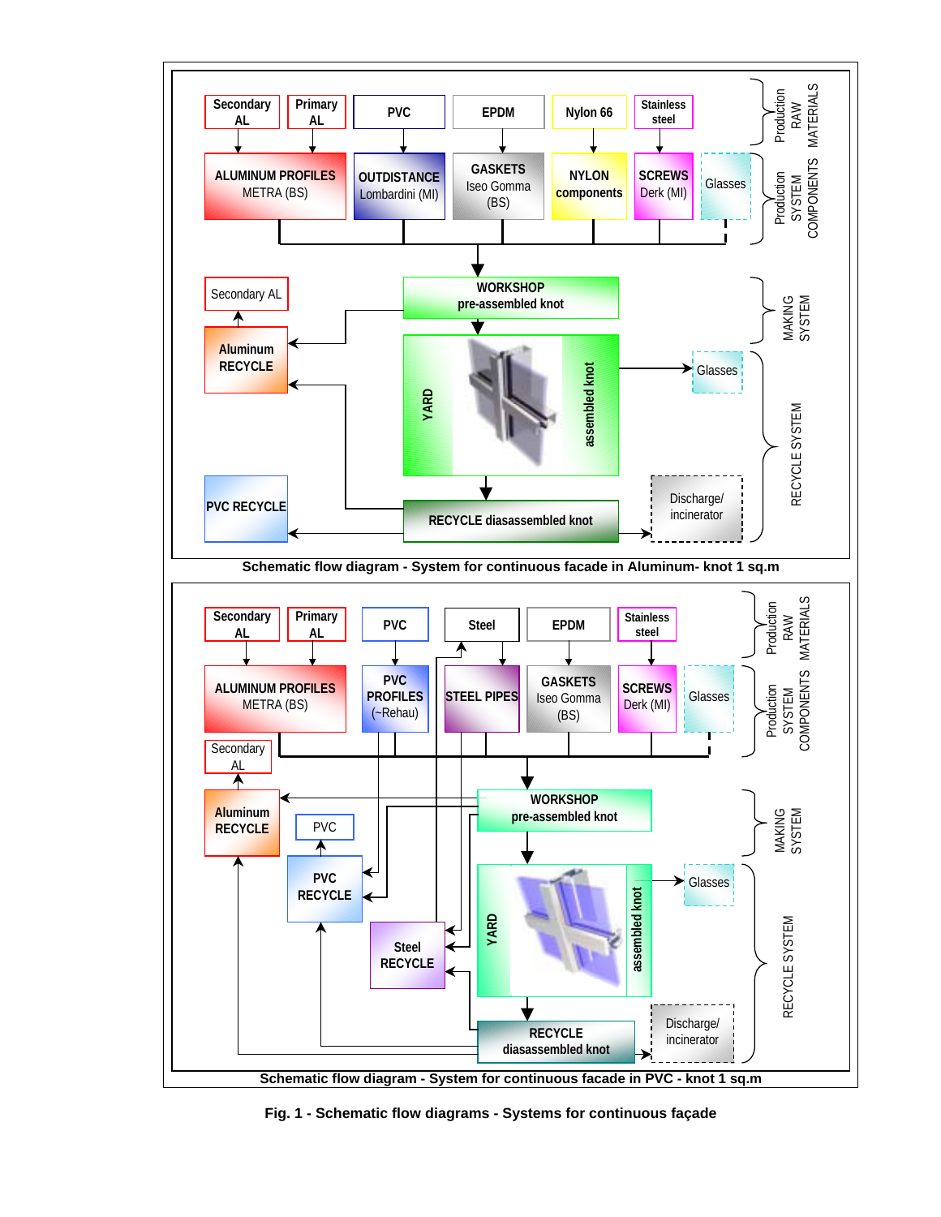Schematic flow diagram - System for continuous facade in Aluminum- knot 1 sq.m

Schematic flow diagram - System for continuous facade in PVC - knot 1 sq.m

**Fig. 1 - Schematic flow diagrams - Systems for continuous façade**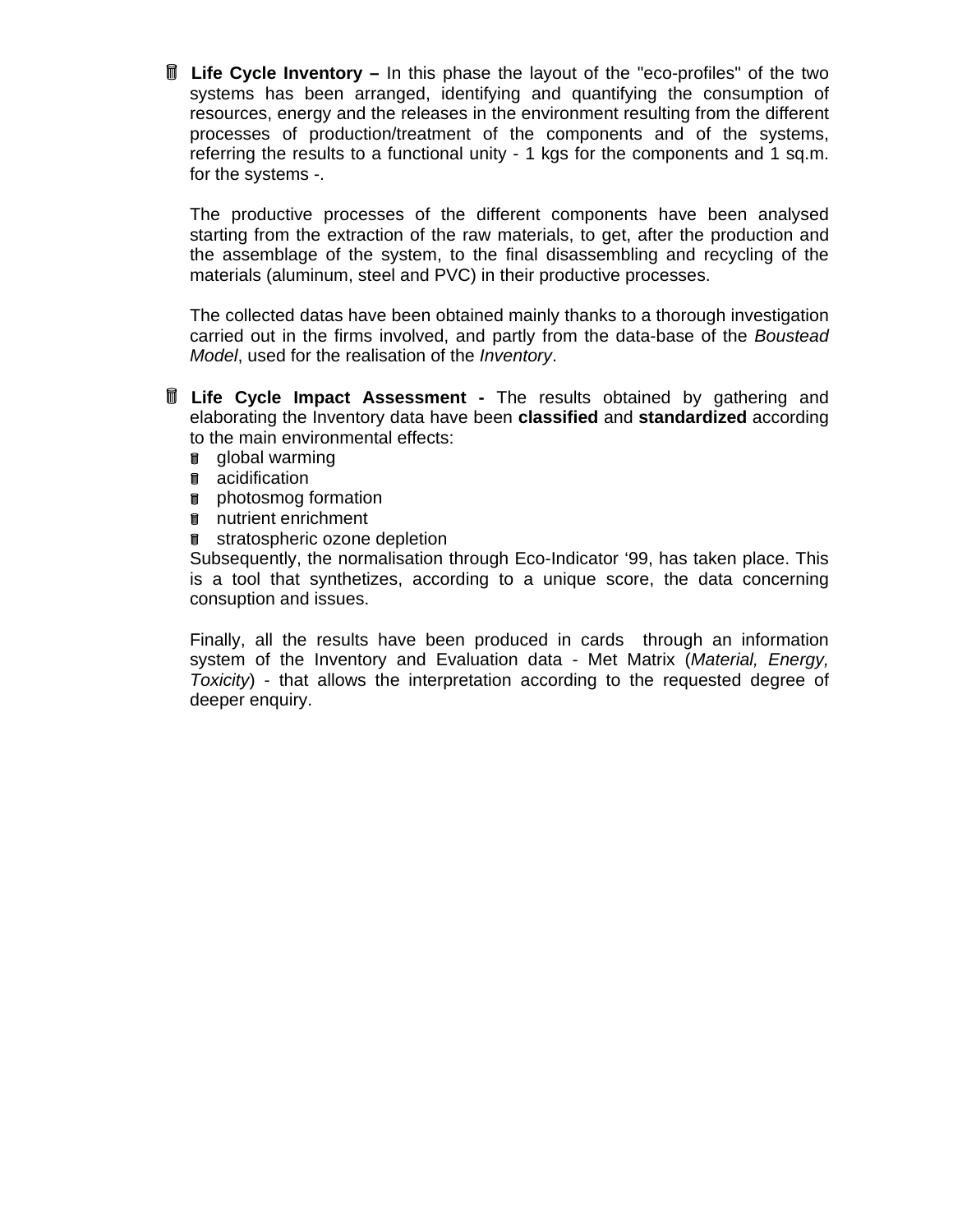- **Life Cycle Inventory –** In this phase the layout of the "eco-profiles" of the two systems has been arranged, identifying and quantifying the consumption of resources, energy and the releases in the environment resulting from the different processes of production/treatment of the components and of the systems, referring the results to a functional unity - 1 kgs for the components and 1 sq.m. for the systems -.

  The productive processes of the different components have been analysed starting from the extraction of the raw materials, to get, after the production and the assemblage of the system, to the final disassembling and recycling of the materials (aluminum, steel and PVC) in their productive processes.

  The collected datas have been obtained mainly thanks to a thorough investigation carried out in the firms involved, and partly from the data-base of the *Boustead Model*, used for the realisation of the *Inventory*.

- **Life Cycle Impact Assessment -** The results obtained by gathering and elaborating the Inventory data have been **classified** and **standardized** according to the main environmental effects:
  - global warming
  - acidification
  - photosmog formation
  - nutrient enrichment
  - stratospheric ozone depletion

  Subsequently, the normalisation through Eco-Indicator '99, has taken place. This is a tool that synthetizes, according to a unique score, the data concerning consuption and issues.

  Finally, all the results have been produced in cards through an information system of the Inventory and Evaluation data - Met Matrix (*Material, Energy, Toxicity*) - that allows the interpretation according to the requested degree of deeper enquiry.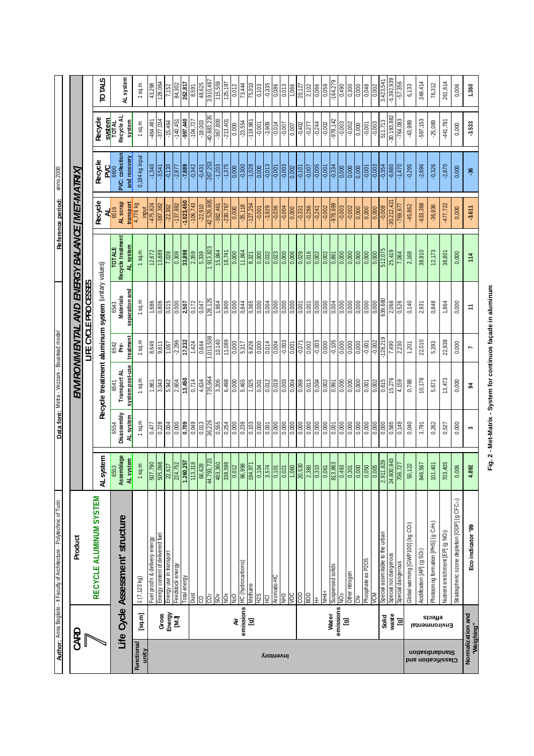**Author:** Anna Bogliolo - II Faculty of Architecture - Polytechnic of Turin | **Data font:** Metra - Vezzani - Boustead model | **Reference period:** anno 2000

# CARD 7

## Product: RECYCLE ALUMINUM SYSTEM

## ENVIRONMENTAL AND ENERGY BALANCE [MET-MATRIX]

### Life Cycle Assessment' structure

| | | | AL system | Recycle treatment aluminum system (unitary values) | | | | | Recycle AL | Recycle PVC | Recycle system | TOTALS |
|---|---|---|---|---|---|---|---|---|---|---|---|---|
| | | | 6553 Assemblage AL system | 6554 Disassembly AL system | 6541 Transport AL system post-use | 6542 Pre-treatment | 6543 Materials separation and | TOTALE Recycle treatment AL system | 6516 AL scrap transport | 6600 PVC: collection and recovery | TOTAL Recycle AL system | AL system |
| Functional unity | [sq.m] | 1 (7,123 kg) | 1 sq.m | 1 sq.m | 1 sq.m | 1 sq.m | 1 sq.m | 1 sq.m | 4,776 kg input | 0,184 kg input | 1 sq.m | 1 sq.m |
| Inventory | Gross Energy [MJ] | Fuel prod'n & delivery energy | 507,790 | 0,477 | 1,861 | 8,649 | 1,686 | 12,672 | -475,824 | -1,340 | -464,491 | 43,298 |
| | | Energy content of delivered fuel | 505,098 | 0,228 | 3,043 | 9,811 | 0,806 | 13,889 | -387,382 | -3,541 | -377,034 | 128,064 |
| | | Energy use in transport | 22,617 | 0,004 | 5,942 | 1,067 | 0,015 | 7,028 | -22,362 | -0,130 | -15,464 | 7,152 |
| | | Feedstock energy | 224,752 | 0,000 | 2,604 | -2,296 | 0,000 | 0,309 | -137,882 | -2,877 | -140,451 | 84,302 |
| | | **Total energy** | **1.260,257** | **0,709** | **13,450** | **17,232** | **2,507** | **33,898** | **-1.023,450** | **-7,889** | **-997,440** | **262,817** |
| | Air emissions [g] | Dust | 113,318 | 0,049 | 1,424 | 1,424 | 0,172 | 2,359 | -106,743 | -0,342 | -104,727 | 8,591 |
| | | CO | 66,628 | 0,013 | 4,634 | 0,644 | 0,047 | 5,339 | -22,910 | -0,431 | -18,003 | 48,625 |
| | | $CO_2$ | 44.793,723 | 36,226 | 735,964 | 1.013,508 | 128,125 | 1.913,823 | -42.529,805 | -267,253 | -40.883,235 | 3.910,487 |
| | | SOx | 483,360 | 0,555 | 3,206 | 10,140 | 1,964 | 15,864 | -382,461 | -1,203 | -367,800 | 115,559 |
| | | NOx | 338,598 | 0,254 | 6,498 | 11,089 | 0,900 | 18,741 | -230,767 | -1,375 | -213,401 | 125,197 |
| | | $N_2O$ | 0,012 | 0,000 | 0,000 | 0,000 | 0,000 | 0,000 | 0,000 | 0,000 | 0,000 | 0,012 |
| | | HC (hydrocarbons) | 96,998 | 0,239 | 5,465 | 5,317 | 0,844 | 11,864 | -35,118 | -0,300 | -23,554 | 73,444 |
| | | Methane | 194,971 | 0,103 | 1,025 | 6,828 | 0,365 | 8,321 | -127,254 | -1,028 | -119,961 | 75,010 |
| | | H2S | 0,104 | 0,000 | 0,001 | 0,000 | 0,000 | 0,000 | -0,001 | 0,000 | -0,001 | 0,103 |
| | | HCl | 3,574 | 0,001 | 0,012 | 0,014 | 0,004 | 0,032 | -3,929 | -0,013 | -3,909 | -0,335 |
| | | Aromatic-HC | 0,101 | 0,000 | 0,019 | 0,004 | 0,000 | 0,023 | -0,036 | -0,001 | -0,014 | 0,086 |
| | | NH3 | 0,021 | 0,000 | 0,003 | -0,003 | 0,000 | 0,000 | -0,004 | -0,003 | -0,007 | 0,013 |
| | | VOC | 1,060 | 0,000 | 0,004 | 0,001 | 0,000 | 0,006 | 0,000 | 0,002 | 0,007 | 1,066 |
| | Water emissions [g] | COD | 20,530 | 0,000 | 0,098 | -0,071 | 0,001 | 0,029 | -0,331 | -0,101 | -0,402 | 20,127 |
| | | BOD | 2,380 | 0,000 | 0,013 | 0,002 | 0,001 | 0,016 | -0,286 | -0,007 | -0,277 | 2,102 |
| | | H+ | 0,310 | 0,000 | 0,004 | -0,003 | 0,001 | 0,002 | -0,241 | -0,005 | -0,244 | 0,066 |
| | | NH4+ | 0,061 | 0,000 | 0,002 | 0,000 | 0,000 | 0,002 | -0,002 | -0,001 | -0,002 | 0,059 |
| | | Suspensed solids | 813,863 | 0,001 | 0,991 | -0,105 | 0,004 | 0,891 | -978,699 | -0,334 | -978,142 | -164,279 |
| | | $NO_3$ | 0,493 | 0,000 | 0,000 | 0,000 | 0,000 | 0,000 | -0,003 | 0,000 | -0,003 | 0,490 |
| | | Other nitrogen | 0,301 | 0,000 | 0,000 | 0,000 | 0,000 | 0,000 | -0,002 | 0,000 | -0,002 | 0,300 |
| | | CN- | 0,000 | 0,000 | 0,000 | 0,000 | 0,000 | 0,000 | 0,000 | 0,000 | 0,000 | 0,000 |
| | | Phosphate as P2O5 | 0,050 | 0,000 | 0,001 | -0,001 | 0,000 | 0,000 | 0,000 | -0,001 | -0,001 | 0,048 |
| | | VCM | 0,005 | 0,000 | 0,002 | -0,002 | 0,000 | 0,000 | 0,000 | -0,003 | -0,003 | 0,002 |
| | Solid waste [g] | Special assimilable to the urban | 2.911,829 | 0,000 | 0,615 | -128,219 | 639,680 | 512,075 | -0,008 | -0,354 | 511,713 | 3.423,541 |
| | | Special not dangerous | 24.800,943 | 0,585 | 15,276 | 7,490 | 2,068 | 25,419 | -30.212,421 | -6,880 | -30.193,882 | -5.392,939 |
| | | Special dangerous | 706,727 | 0,149 | 4,159 | 2,230 | 0,526 | 7,064 | -769,677 | -1,470 | -764,083 | -57,356 |
| Classification and Standardisation | Environmental effects | Global warming [GWP100] (kg $CO_2$) | 50,122 | 0,040 | 0,788 | 1,201 | 0,140 | 2,168 | -45,862 | -0,295 | -43,989 | 6,133 |
| | | Acidification [AP] (g $SO_2$) | 846,567 | 3,791 | 10,178 | 22,010 | 2,931 | 38,910 | -633,368 | -2,696 | -597,153 | 249,414 |
| | | Photosmog formation [PHS] (g $C_2H_4$) | 101,401 | 0,262 | 5,671 | 5,393 | 0,848 | 12,173 | -36,936 | -0,326 | -25,089 | 76,312 |
| | | Nutrient enrichment [EP] (g $NO_3$) | 703,405 | 0,527 | 13,473 | 22,938 | 1,864 | 38,801 | -477,722 | -2,870 | -441,791 | 261,614 |
| | | Stratospheric ozone depletion [ODP] (g $CFC_{11}$) | 0,006 | 0,000 | 0,000 | 0,000 | 0,000 | 0,000 | 0,000 | 0,000 | 0,000 | 0,006 |
| Normalization and "Weighing" | | **Eco indicator '99** | **4.892** | **3** | **94** | **7** | **11** | **114** | **-3.611** | **-36** | **-3.533** | **1.360** |

**Fig. 2 - Met-Matrix - System for continuos façade in aluminum**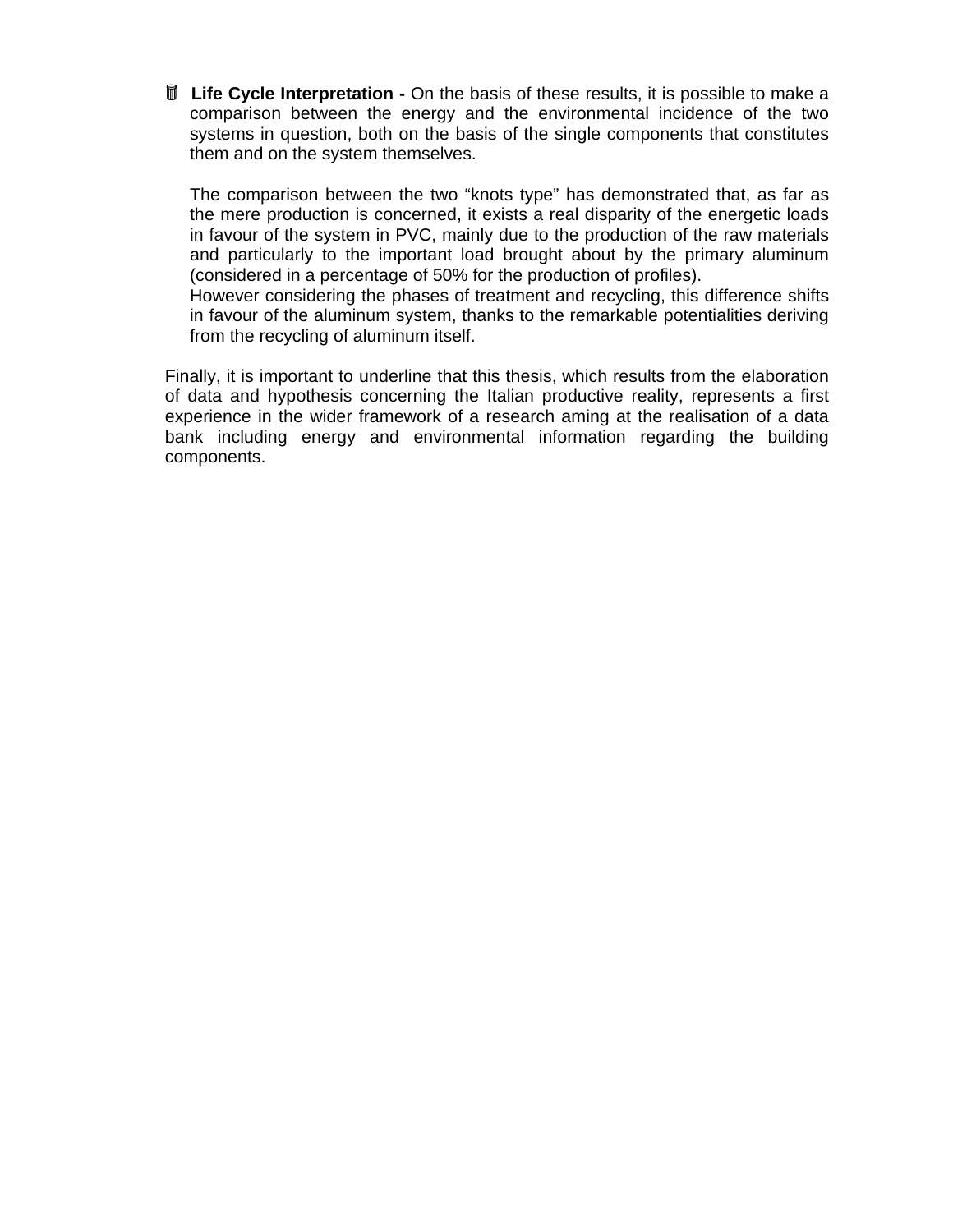- **Life Cycle Interpretation -** On the basis of these results, it is possible to make a comparison between the energy and the environmental incidence of the two systems in question, both on the basis of the single components that constitutes them and on the system themselves.

  The comparison between the two "knots type" has demonstrated that, as far as the mere production is concerned, it exists a real disparity of the energetic loads in favour of the system in PVC, mainly due to the production of the raw materials and particularly to the important load brought about by the primary aluminum (considered in a percentage of 50% for the production of profiles).
  However considering the phases of treatment and recycling, this difference shifts in favour of the aluminum system, thanks to the remarkable potentialities deriving from the recycling of aluminum itself.

Finally, it is important to underline that this thesis, which results from the elaboration of data and hypothesis concerning the Italian productive reality, represents a first experience in the wider framework of a research aming at the realisation of a data bank including energy and environmental information regarding the building components.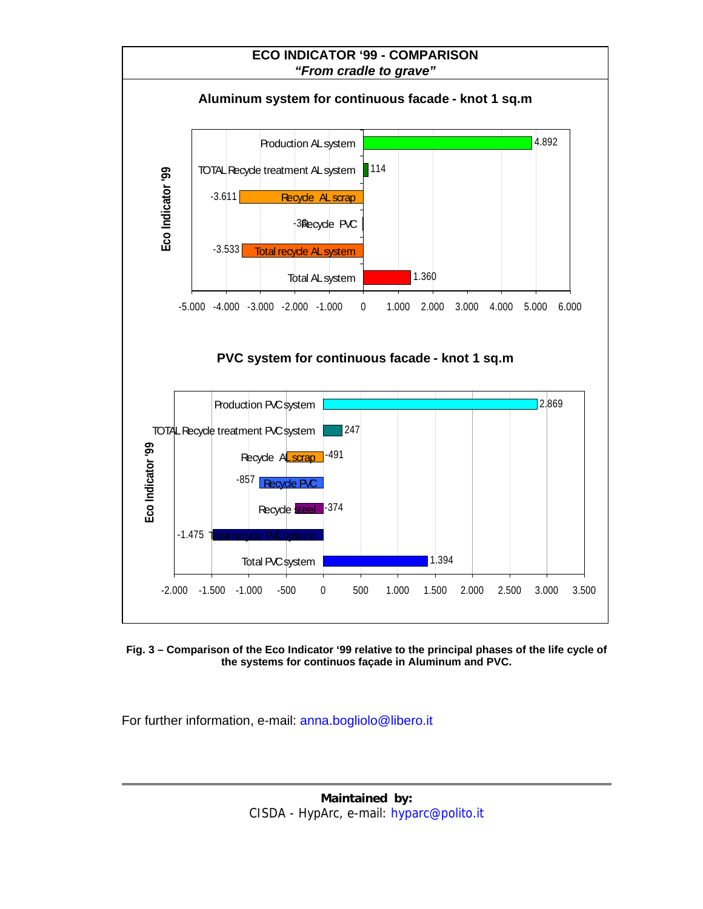**ECO INDICATOR '99 - COMPARISON**
***"From cradle to grave"***

**Aluminum system for continuous facade - knot 1 sq.m**

Eco Indicator '99

Production AL system 4.892
TOTAL Recycle treatment AL system 114
-3.611 Recycle AL scrap
-36 Recycle PVC
-3.533 Total recycle AL system
Total AL system 1.360

-5.000 -4.000 -3.000 -2.000 -1.000 0 1.000 2.000 3.000 4.000 5.000 6.000

**PVC system for continuous facade - knot 1 sq.m**

Eco Indicator '99

Production PVC system 2.869
TOTAL Recycle treatment PVC system 247
Recycle AL scrap -491
-857 Recycle PVC
Recycle steel -374
-1.475 Total recycle PVC system
Total PVC system 1.394

-2.000 -1.500 -1.000 -500 0 500 1.000 1.500 2.000 2.500 3.000 3.500

**Fig. 3 – Comparison of the Eco Indicator '99 relative to the principal phases of the life cycle of the systems for continuos façade in Aluminum and PVC.**

For further information, e-mail: anna.bogliolo@libero.it

---

**Maintained by:**
CISDA - HypArc, e-mail: hyparc@polito.it